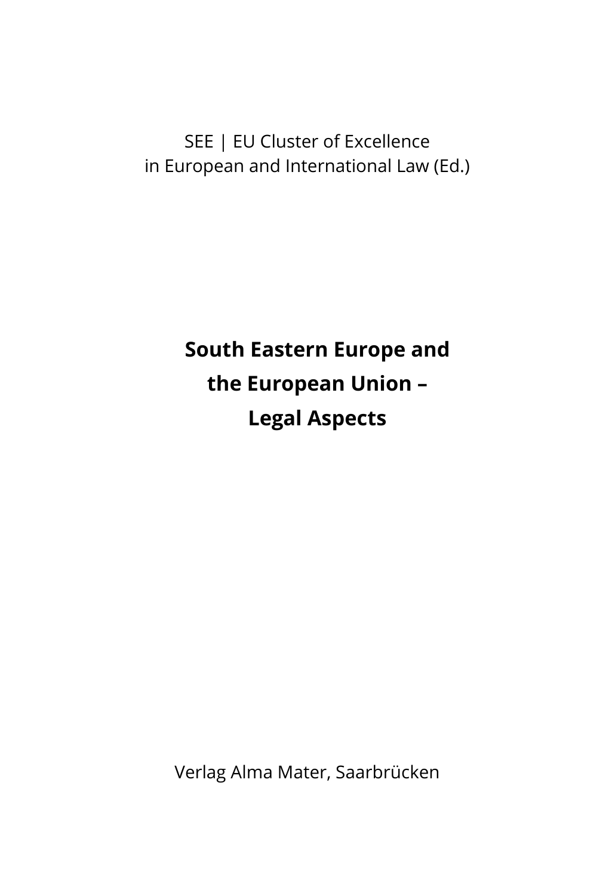SEE | EU Cluster of Excellence
in European and International Law (Ed.)

# South Eastern Europe and the European Union – Legal Aspects

Verlag Alma Mater, Saarbrücken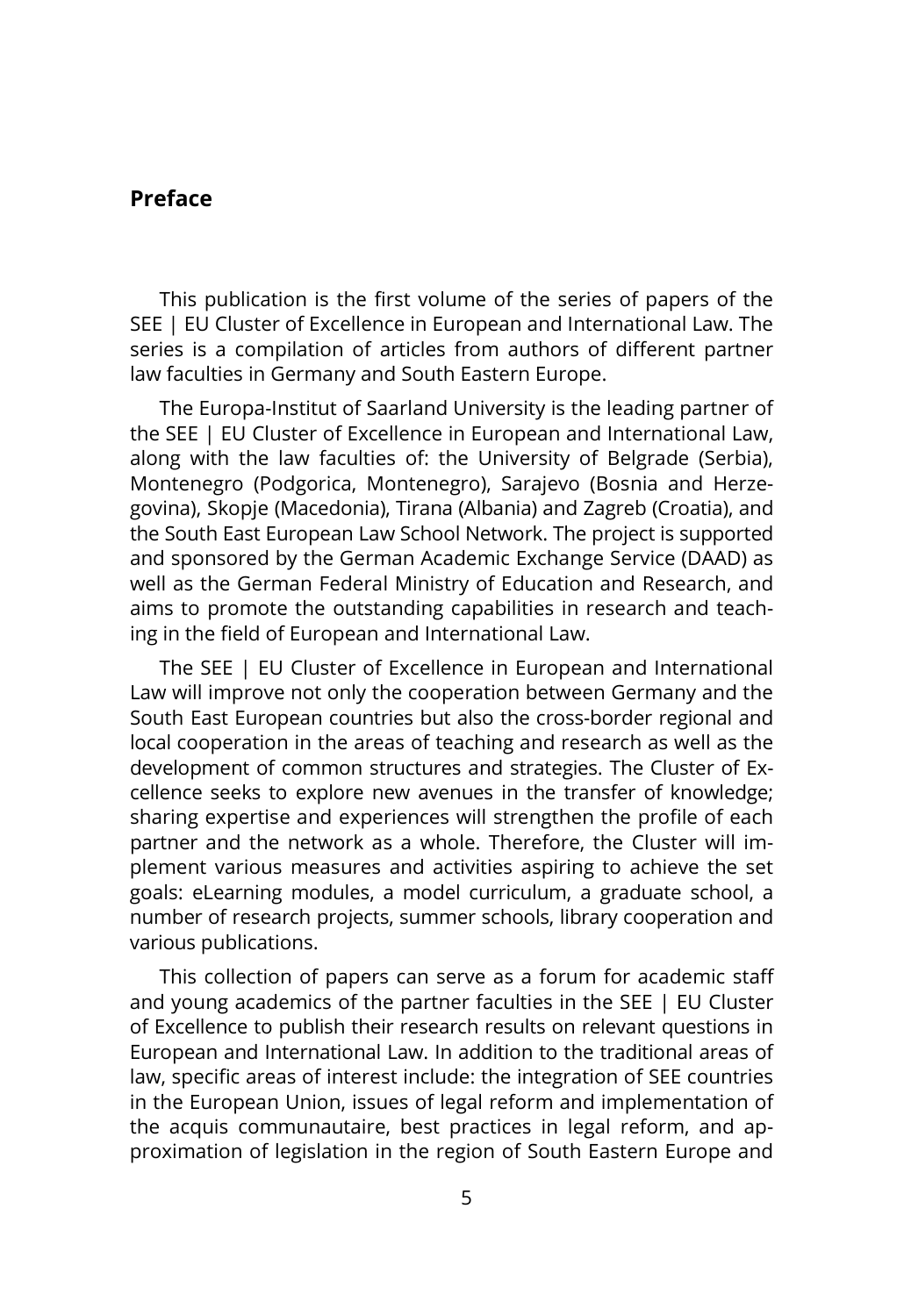## Preface

This publication is the first volume of the series of papers of the SEE | EU Cluster of Excellence in European and International Law. The series is a compilation of articles from authors of different partner law faculties in Germany and South Eastern Europe.

The Europa-Institut of Saarland University is the leading partner of the SEE | EU Cluster of Excellence in European and International Law, along with the law faculties of: the University of Belgrade (Serbia), Montenegro (Podgorica, Montenegro), Sarajevo (Bosnia and Herzegovina), Skopje (Macedonia), Tirana (Albania) and Zagreb (Croatia), and the South East European Law School Network. The project is supported and sponsored by the German Academic Exchange Service (DAAD) as well as the German Federal Ministry of Education and Research, and aims to promote the outstanding capabilities in research and teaching in the field of European and International Law.

The SEE | EU Cluster of Excellence in European and International Law will improve not only the cooperation between Germany and the South East European countries but also the cross-border regional and local cooperation in the areas of teaching and research as well as the development of common structures and strategies. The Cluster of Excellence seeks to explore new avenues in the transfer of knowledge; sharing expertise and experiences will strengthen the profile of each partner and the network as a whole. Therefore, the Cluster will implement various measures and activities aspiring to achieve the set goals: eLearning modules, a model curriculum, a graduate school, a number of research projects, summer schools, library cooperation and various publications.

This collection of papers can serve as a forum for academic staff and young academics of the partner faculties in the SEE | EU Cluster of Excellence to publish their research results on relevant questions in European and International Law. In addition to the traditional areas of law, specific areas of interest include: the integration of SEE countries in the European Union, issues of legal reform and implementation of the acquis communautaire, best practices in legal reform, and approximation of legislation in the region of South Eastern Europe and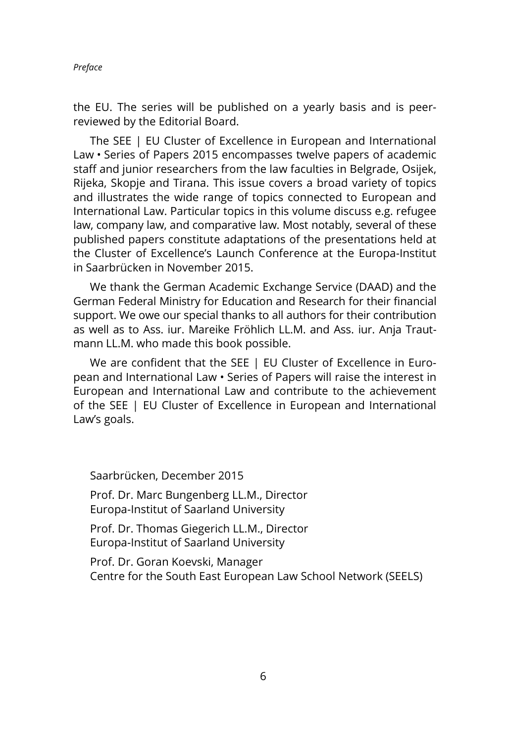the EU. The series will be published on a yearly basis and is peer-reviewed by the Editorial Board.

The SEE | EU Cluster of Excellence in European and International Law • Series of Papers 2015 encompasses twelve papers of academic staff and junior researchers from the law faculties in Belgrade, Osijek, Rijeka, Skopje and Tirana. This issue covers a broad variety of topics and illustrates the wide range of topics connected to European and International Law. Particular topics in this volume discuss e.g. refugee law, company law, and comparative law. Most notably, several of these published papers constitute adaptations of the presentations held at the Cluster of Excellence's Launch Conference at the Europa-Institut in Saarbrücken in November 2015.

We thank the German Academic Exchange Service (DAAD) and the German Federal Ministry for Education and Research for their financial support. We owe our special thanks to all authors for their contribution as well as to Ass. iur. Mareike Fröhlich LL.M. and Ass. iur. Anja Trautmann LL.M. who made this book possible.

We are confident that the SEE | EU Cluster of Excellence in European and International Law • Series of Papers will raise the interest in European and International Law and contribute to the achievement of the SEE | EU Cluster of Excellence in European and International Law's goals.

Saarbrücken, December 2015

Prof. Dr. Marc Bungenberg LL.M., Director
Europa-Institut of Saarland University

Prof. Dr. Thomas Giegerich LL.M., Director
Europa-Institut of Saarland University

Prof. Dr. Goran Koevski, Manager
Centre for the South East European Law School Network (SEELS)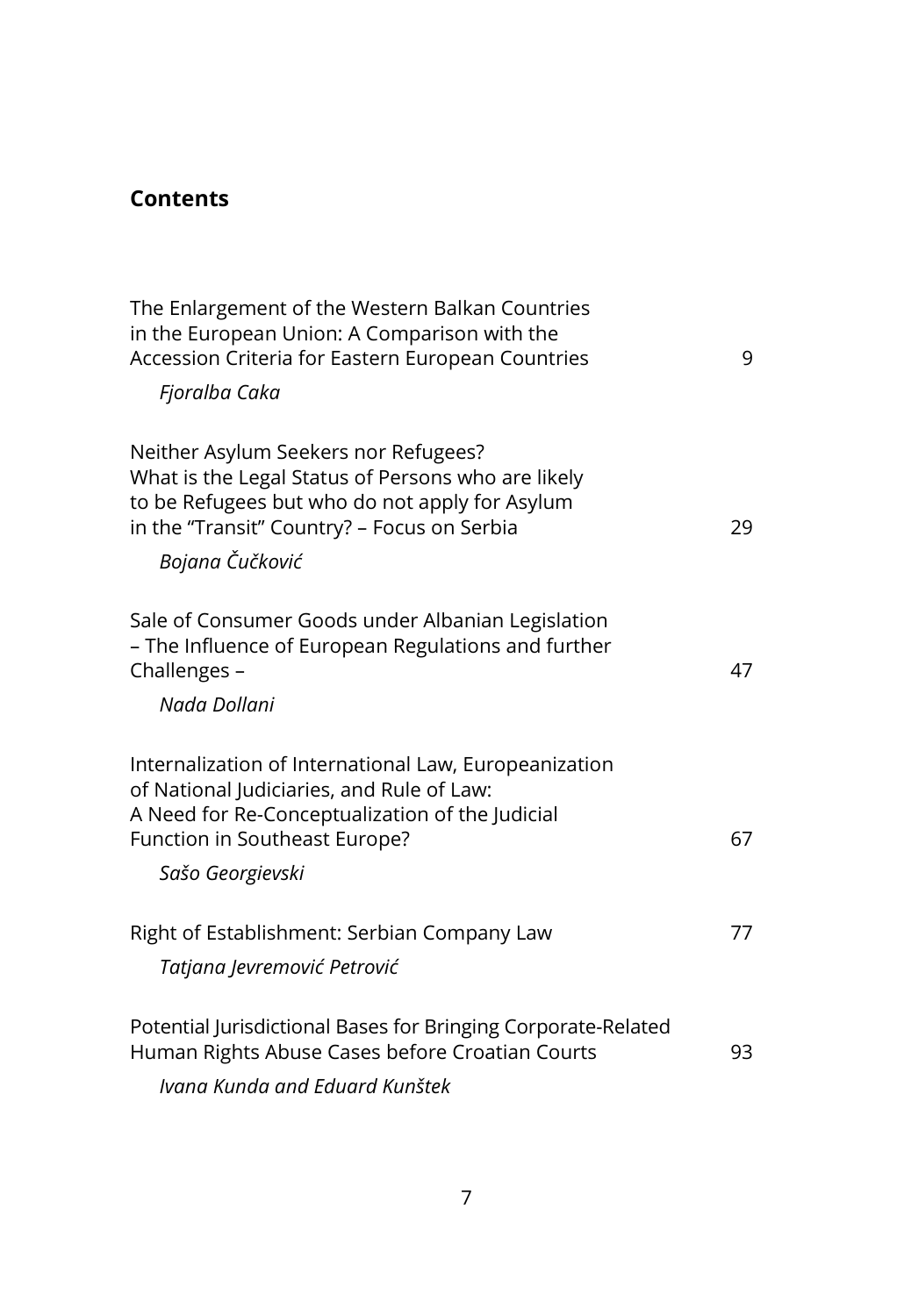## Contents

The Enlargement of the Western Balkan Countries in the European Union: A Comparison with the Accession Criteria for Eastern European Countries 9

*Fjoralba Caka*

Neither Asylum Seekers nor Refugees? What is the Legal Status of Persons who are likely to be Refugees but who do not apply for Asylum in the "Transit" Country? – Focus on Serbia 29

*Bojana Čučković*

Sale of Consumer Goods under Albanian Legislation – The Influence of European Regulations and further Challenges – 47

*Nada Dollani*

Internalization of International Law, Europeanization of National Judiciaries, and Rule of Law: A Need for Re-Conceptualization of the Judicial Function in Southeast Europe? 67

*Sašo Georgievski*

Right of Establishment: Serbian Company Law 77

*Tatjana Jevremović Petrović*

Potential Jurisdictional Bases for Bringing Corporate-Related Human Rights Abuse Cases before Croatian Courts 93

*Ivana Kunda and Eduard Kunštek*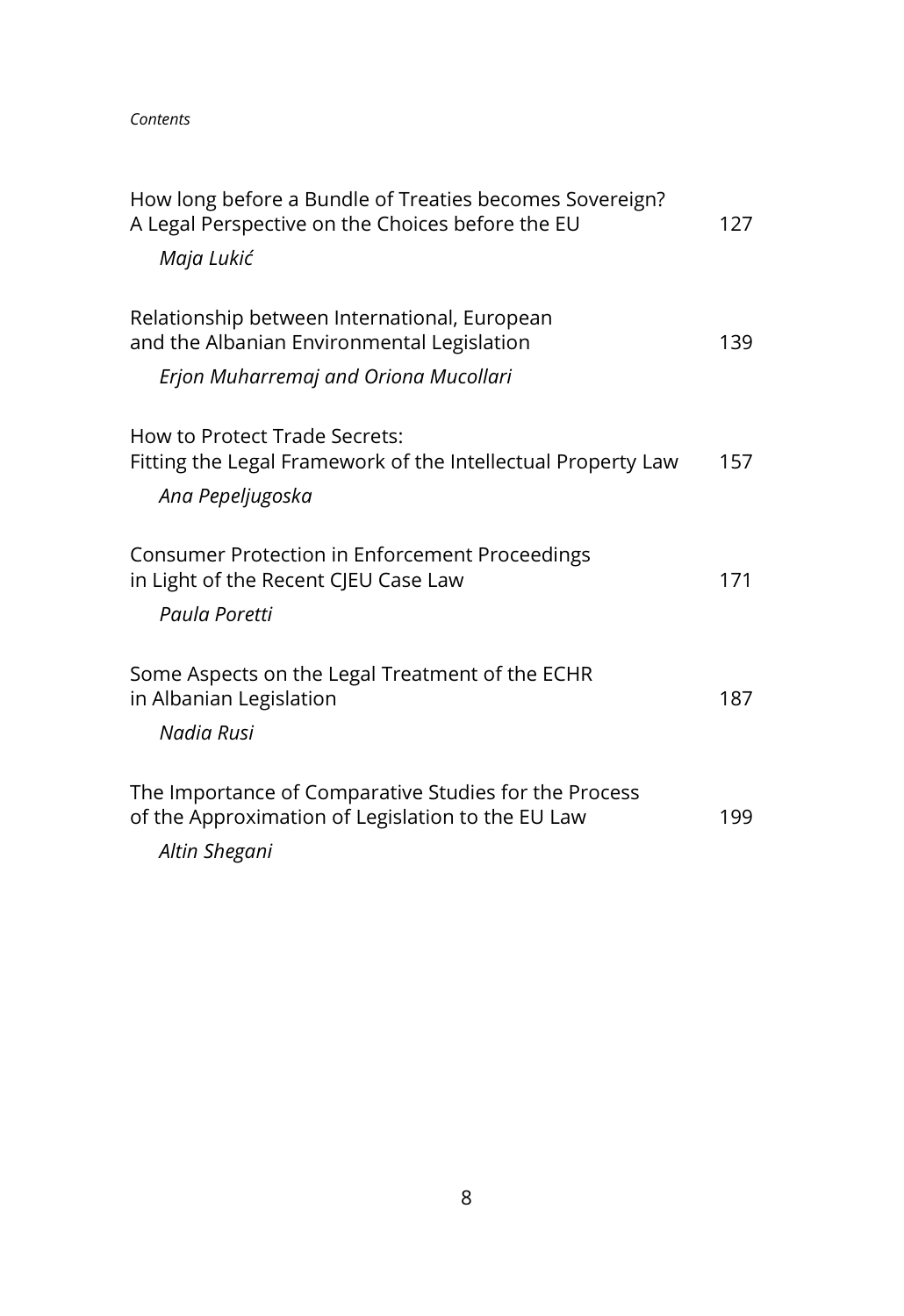How long before a Bundle of Treaties becomes Sovereign? A Legal Perspective on the Choices before the EU 127

*Maja Lukić*

Relationship between International, European and the Albanian Environmental Legislation 139

*Erjon Muharremaj and Oriona Mucollari*

How to Protect Trade Secrets: Fitting the Legal Framework of the Intellectual Property Law 157

*Ana Pepeljugoska*

Consumer Protection in Enforcement Proceedings in Light of the Recent CJEU Case Law 171

*Paula Poretti*

Some Aspects on the Legal Treatment of the ECHR in Albanian Legislation 187

*Nadia Rusi*

The Importance of Comparative Studies for the Process of the Approximation of Legislation to the EU Law 199

*Altin Shegani*